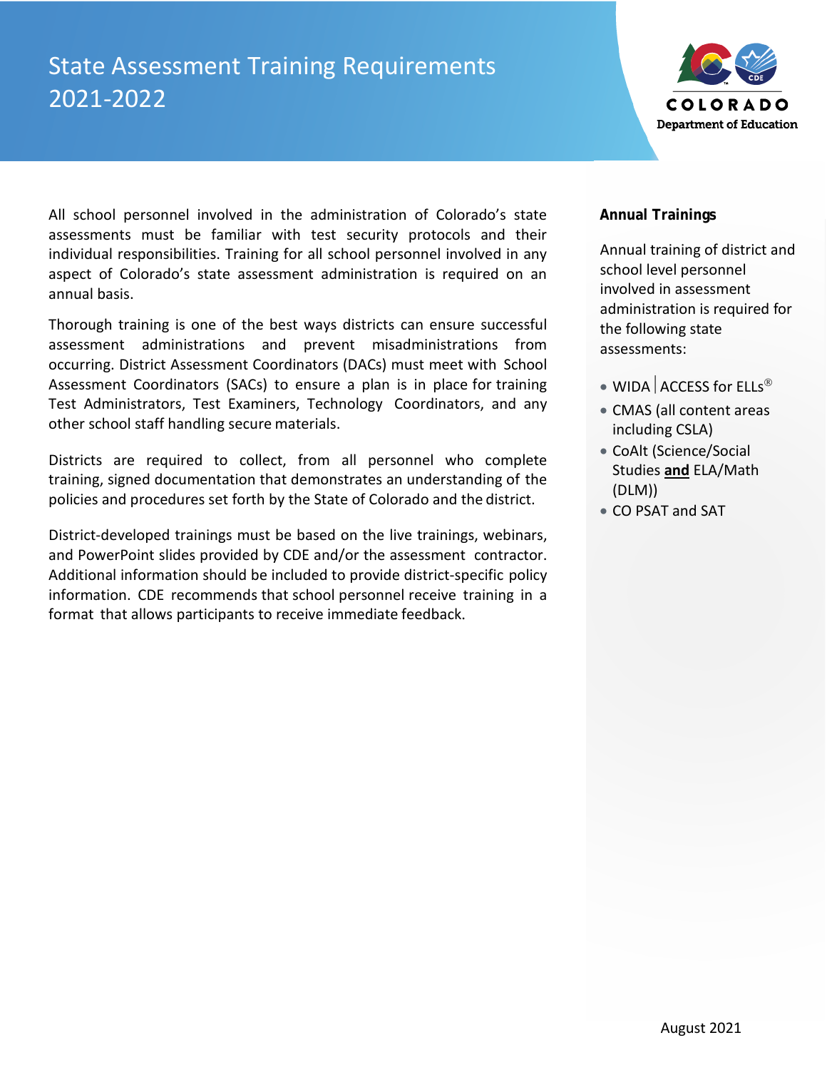# State Assessment Training Requirements 2021-2022

COLORADO Department of Education

All school personnel involved in the administration of Colorado's state assessments must be familiar with test security protocols and their individual responsibilities. Training for all school personnel involved in any aspect of Colorado's state assessment administration is required on an annual basis.

Thorough training is one of the best ways districts can ensure successful assessment administrations and prevent misadministrations from occurring. District Assessment Coordinators (DACs) must meet with School Assessment Coordinators (SACs) to ensure a plan is in place for training Test Administrators, Test Examiners, Technology Coordinators, and any other school staff handling secure materials.

Districts are required to collect, from all personnel who complete training, signed documentation that demonstrates an understanding of the policies and procedures set forth by the State of Colorado and the district.

District-developed trainings must be based on the live trainings, webinars, and PowerPoint slides provided by CDE and/or the assessment contractor. Additional information should be included to provide district-specific policy information. CDE recommends that school personnel receive training in a format that allows participants to receive immediate feedback.

**Annual Trainings**

Annual training of district and school level personnel involved in assessment administration is required for the following state assessments:

- WIDA | ACCESS for ELLs®
- CMAS (all content areas including CSLA)
- CoAlt (Science/Social Studies **and** ELA/Math (DLM))
- CO PSAT and SAT

August 2021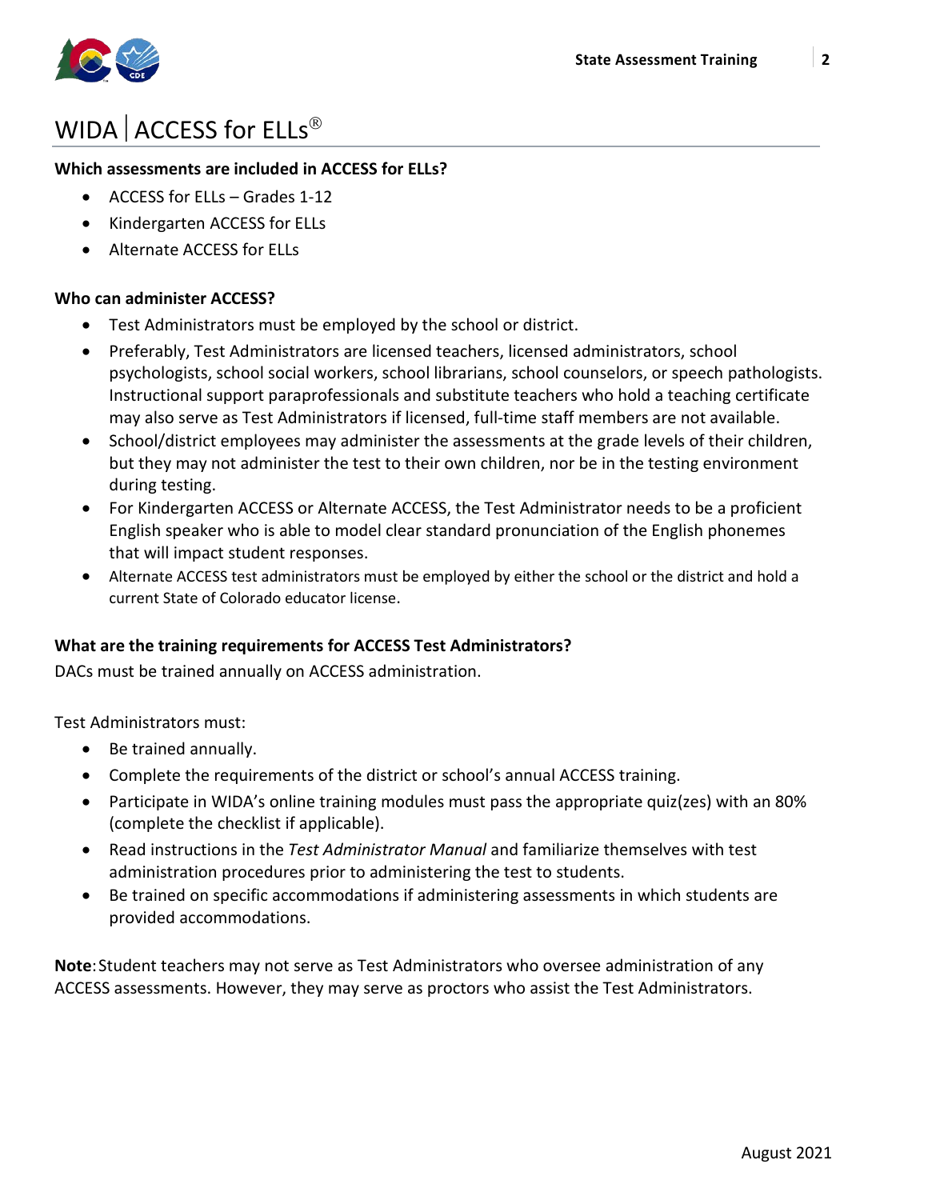# WIDA | ACCESS for ELLs®

**Which assessments are included in ACCESS for ELLs?**

- ACCESS for ELLs – Grades 1-12
- Kindergarten ACCESS for ELLs
- Alternate ACCESS for ELLs

**Who can administer ACCESS?**

- Test Administrators must be employed by the school or district.
- Preferably, Test Administrators are licensed teachers, licensed administrators, school psychologists, school social workers, school librarians, school counselors, or speech pathologists. Instructional support paraprofessionals and substitute teachers who hold a teaching certificate may also serve as Test Administrators if licensed, full-time staff members are not available.
- School/district employees may administer the assessments at the grade levels of their children, but they may not administer the test to their own children, nor be in the testing environment during testing.
- For Kindergarten ACCESS or Alternate ACCESS, the Test Administrator needs to be a proficient English speaker who is able to model clear standard pronunciation of the English phonemes that will impact student responses.
- Alternate ACCESS test administrators must be employed by either the school or the district and hold a current State of Colorado educator license.

**What are the training requirements for ACCESS Test Administrators?**

DACs must be trained annually on ACCESS administration.

Test Administrators must:

- Be trained annually.
- Complete the requirements of the district or school's annual ACCESS training.
- Participate in WIDA's online training modules must pass the appropriate quiz(zes) with an 80% (complete the checklist if applicable).
- Read instructions in the *Test Administrator Manual* and familiarize themselves with test administration procedures prior to administering the test to students.
- Be trained on specific accommodations if administering assessments in which students are provided accommodations.

**Note**: Student teachers may not serve as Test Administrators who oversee administration of any ACCESS assessments. However, they may serve as proctors who assist the Test Administrators.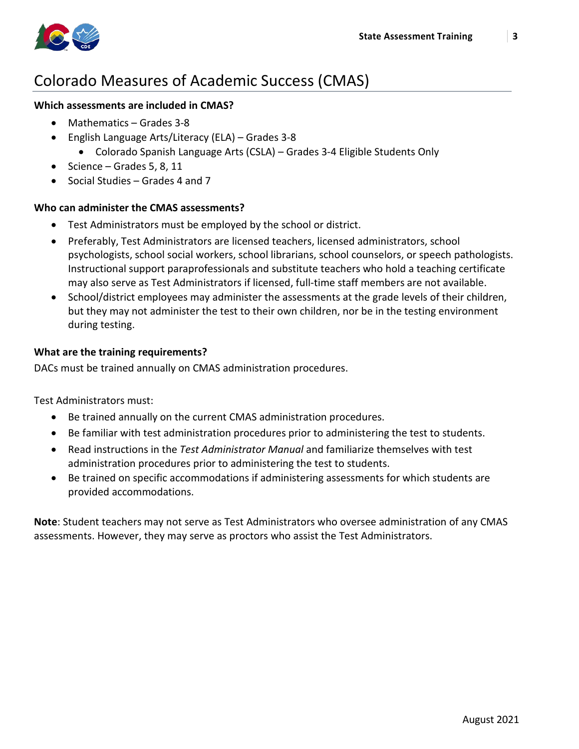# Colorado Measures of Academic Success (CMAS)

**Which assessments are included in CMAS?**

- Mathematics – Grades 3-8
- English Language Arts/Literacy (ELA) – Grades 3-8
  - Colorado Spanish Language Arts (CSLA) – Grades 3-4 Eligible Students Only
- Science – Grades 5, 8, 11
- Social Studies – Grades 4 and 7

**Who can administer the CMAS assessments?**

- Test Administrators must be employed by the school or district.
- Preferably, Test Administrators are licensed teachers, licensed administrators, school psychologists, school social workers, school librarians, school counselors, or speech pathologists. Instructional support paraprofessionals and substitute teachers who hold a teaching certificate may also serve as Test Administrators if licensed, full-time staff members are not available.
- School/district employees may administer the assessments at the grade levels of their children, but they may not administer the test to their own children, nor be in the testing environment during testing.

**What are the training requirements?**

DACs must be trained annually on CMAS administration procedures.

Test Administrators must:

- Be trained annually on the current CMAS administration procedures.
- Be familiar with test administration procedures prior to administering the test to students.
- Read instructions in the *Test Administrator Manual* and familiarize themselves with test administration procedures prior to administering the test to students.
- Be trained on specific accommodations if administering assessments for which students are provided accommodations.

**Note**: Student teachers may not serve as Test Administrators who oversee administration of any CMAS assessments. However, they may serve as proctors who assist the Test Administrators.

August 2021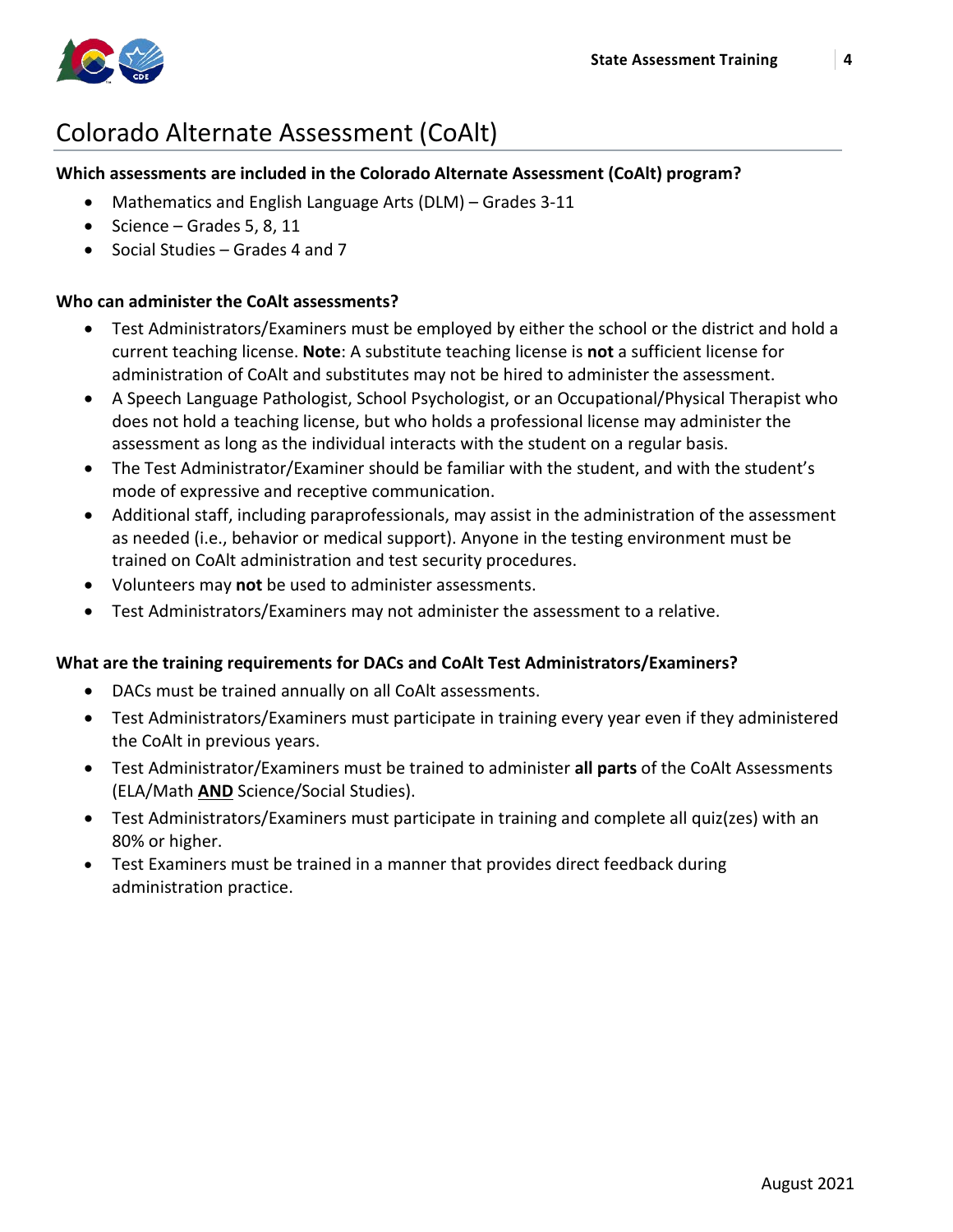# Colorado Alternate Assessment (CoAlt)

**Which assessments are included in the Colorado Alternate Assessment (CoAlt) program?**

- Mathematics and English Language Arts (DLM) – Grades 3-11
- Science – Grades 5, 8, 11
- Social Studies – Grades 4 and 7

**Who can administer the CoAlt assessments?**

- Test Administrators/Examiners must be employed by either the school or the district and hold a current teaching license. **Note**: A substitute teaching license is **not** a sufficient license for administration of CoAlt and substitutes may not be hired to administer the assessment.
- A Speech Language Pathologist, School Psychologist, or an Occupational/Physical Therapist who does not hold a teaching license, but who holds a professional license may administer the assessment as long as the individual interacts with the student on a regular basis.
- The Test Administrator/Examiner should be familiar with the student, and with the student's mode of expressive and receptive communication.
- Additional staff, including paraprofessionals, may assist in the administration of the assessment as needed (i.e., behavior or medical support). Anyone in the testing environment must be trained on CoAlt administration and test security procedures.
- Volunteers may **not** be used to administer assessments.
- Test Administrators/Examiners may not administer the assessment to a relative.

**What are the training requirements for DACs and CoAlt Test Administrators/Examiners?**

- DACs must be trained annually on all CoAlt assessments.
- Test Administrators/Examiners must participate in training every year even if they administered the CoAlt in previous years.
- Test Administrator/Examiners must be trained to administer **all parts** of the CoAlt Assessments (ELA/Math **AND** Science/Social Studies).
- Test Administrators/Examiners must participate in training and complete all quiz(zes) with an 80% or higher.
- Test Examiners must be trained in a manner that provides direct feedback during administration practice.

August 2021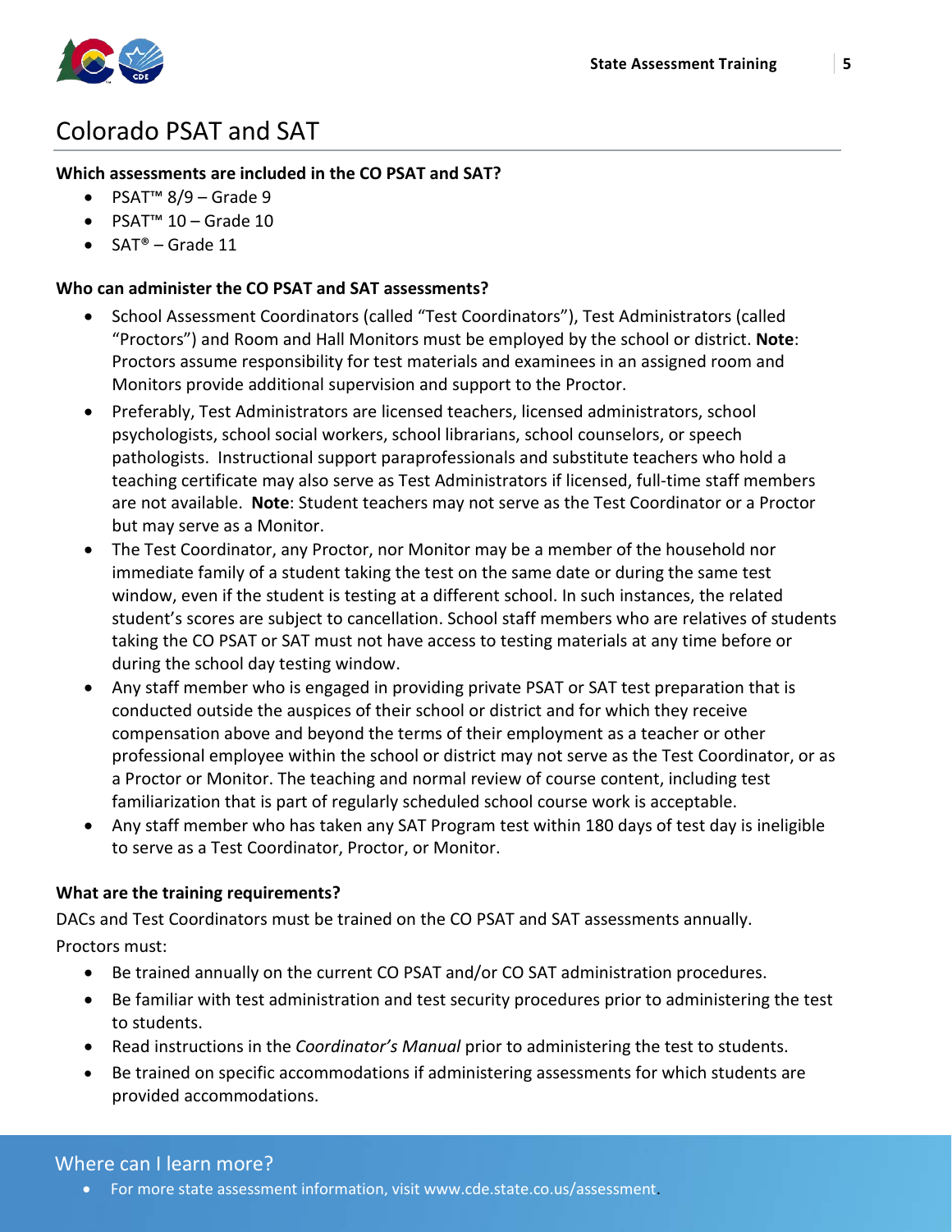# Colorado PSAT and SAT

**Which assessments are included in the CO PSAT and SAT?**

- PSAT™ 8/9 – Grade 9
- PSAT™ 10 – Grade 10
- SAT® – Grade 11

**Who can administer the CO PSAT and SAT assessments?**

- School Assessment Coordinators (called "Test Coordinators"), Test Administrators (called "Proctors") and Room and Hall Monitors must be employed by the school or district. **Note**: Proctors assume responsibility for test materials and examinees in an assigned room and Monitors provide additional supervision and support to the Proctor.
- Preferably, Test Administrators are licensed teachers, licensed administrators, school psychologists, school social workers, school librarians, school counselors, or speech pathologists. Instructional support paraprofessionals and substitute teachers who hold a teaching certificate may also serve as Test Administrators if licensed, full-time staff members are not available. **Note**: Student teachers may not serve as the Test Coordinator or a Proctor but may serve as a Monitor.
- The Test Coordinator, any Proctor, nor Monitor may be a member of the household nor immediate family of a student taking the test on the same date or during the same test window, even if the student is testing at a different school. In such instances, the related student's scores are subject to cancellation. School staff members who are relatives of students taking the CO PSAT or SAT must not have access to testing materials at any time before or during the school day testing window.
- Any staff member who is engaged in providing private PSAT or SAT test preparation that is conducted outside the auspices of their school or district and for which they receive compensation above and beyond the terms of their employment as a teacher or other professional employee within the school or district may not serve as the Test Coordinator, or as a Proctor or Monitor. The teaching and normal review of course content, including test familiarization that is part of regularly scheduled school course work is acceptable.
- Any staff member who has taken any SAT Program test within 180 days of test day is ineligible to serve as a Test Coordinator, Proctor, or Monitor.

**What are the training requirements?**

DACs and Test Coordinators must be trained on the CO PSAT and SAT assessments annually.

Proctors must:

- Be trained annually on the current CO PSAT and/or CO SAT administration procedures.
- Be familiar with test administration and test security procedures prior to administering the test to students.
- Read instructions in the *Coordinator's Manual* prior to administering the test to students.
- Be trained on specific accommodations if administering assessments for which students are provided accommodations.

## Where can I learn more?

- For more state assessment information, visit www.cde.state.co.us/assessment.